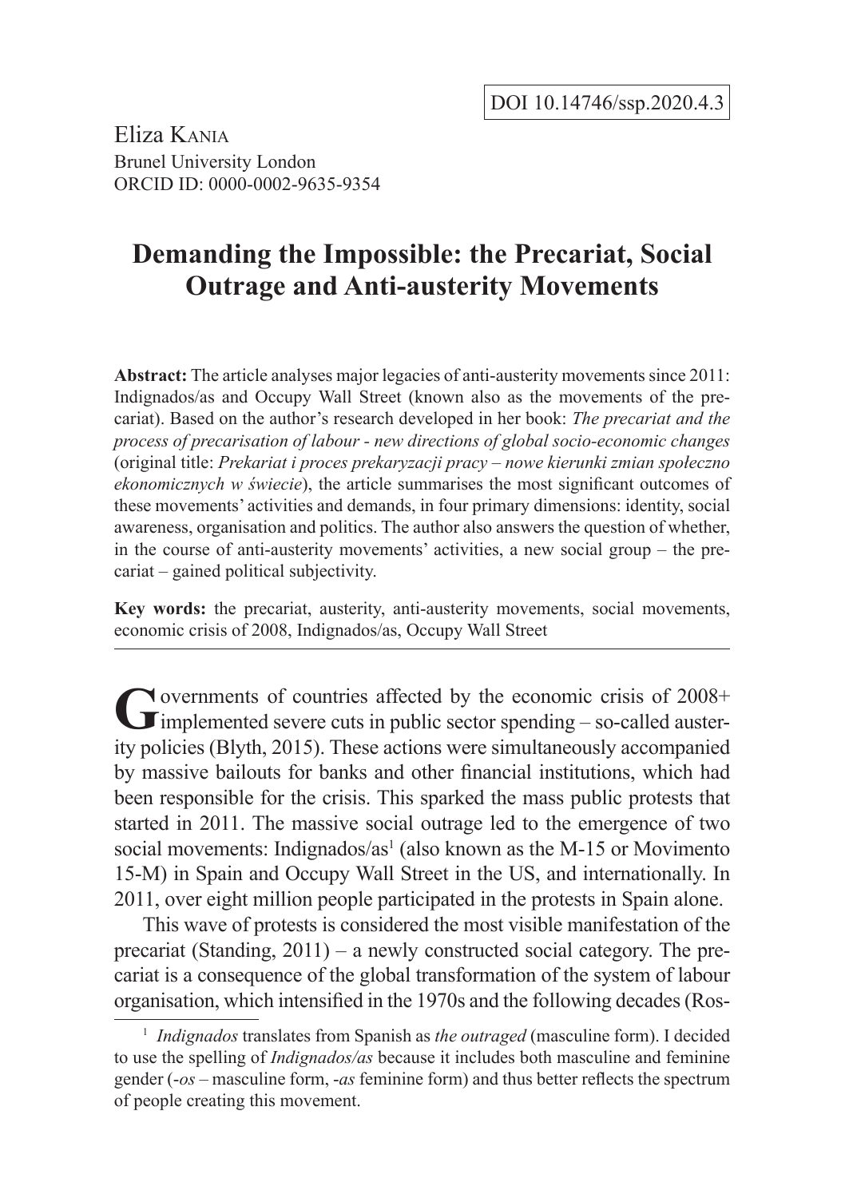DOI 10.14746/ssp.2020.4.3

Eliza Kania
Brunel University London
ORCID ID: 0000-0002-9635-9354

# Demanding the Impossible: the Precariat, Social Outrage and Anti-austerity Movements

**Abstract:** The article analyses major legacies of anti-austerity movements since 2011: Indignados/as and Occupy Wall Street (known also as the movements of the precariat). Based on the author's research developed in her book: *The precariat and the process of precarisation of labour - new directions of global socio-economic changes* (original title: *Prekariat i proces prekaryzacji pracy – nowe kierunki zmian społeczno ekonomicznych w świecie*), the article summarises the most significant outcomes of these movements' activities and demands, in four primary dimensions: identity, social awareness, organisation and politics. The author also answers the question of whether, in the course of anti-austerity movements' activities, a new social group – the precariat – gained political subjectivity.

**Key words:** the precariat, austerity, anti-austerity movements, social movements, economic crisis of 2008, Indignados/as, Occupy Wall Street

Governments of countries affected by the economic crisis of 2008+ implemented severe cuts in public sector spending – so-called austerity policies (Blyth, 2015). These actions were simultaneously accompanied by massive bailouts for banks and other financial institutions, which had been responsible for the crisis. This sparked the mass public protests that started in 2011. The massive social outrage led to the emergence of two social movements: Indignados/as[1] (also known as the M-15 or Movimento 15-M) in Spain and Occupy Wall Street in the US, and internationally. In 2011, over eight million people participated in the protests in Spain alone.

This wave of protests is considered the most visible manifestation of the precariat (Standing, 2011) – a newly constructed social category. The precariat is a consequence of the global transformation of the system of labour organisation, which intensified in the 1970s and the following decades (Ros-

[1] *Indignados* translates from Spanish as *the outraged* (masculine form). I decided to use the spelling of *Indignados/as* because it includes both masculine and feminine gender (*-os* – masculine form, *-as* feminine form) and thus better reflects the spectrum of people creating this movement.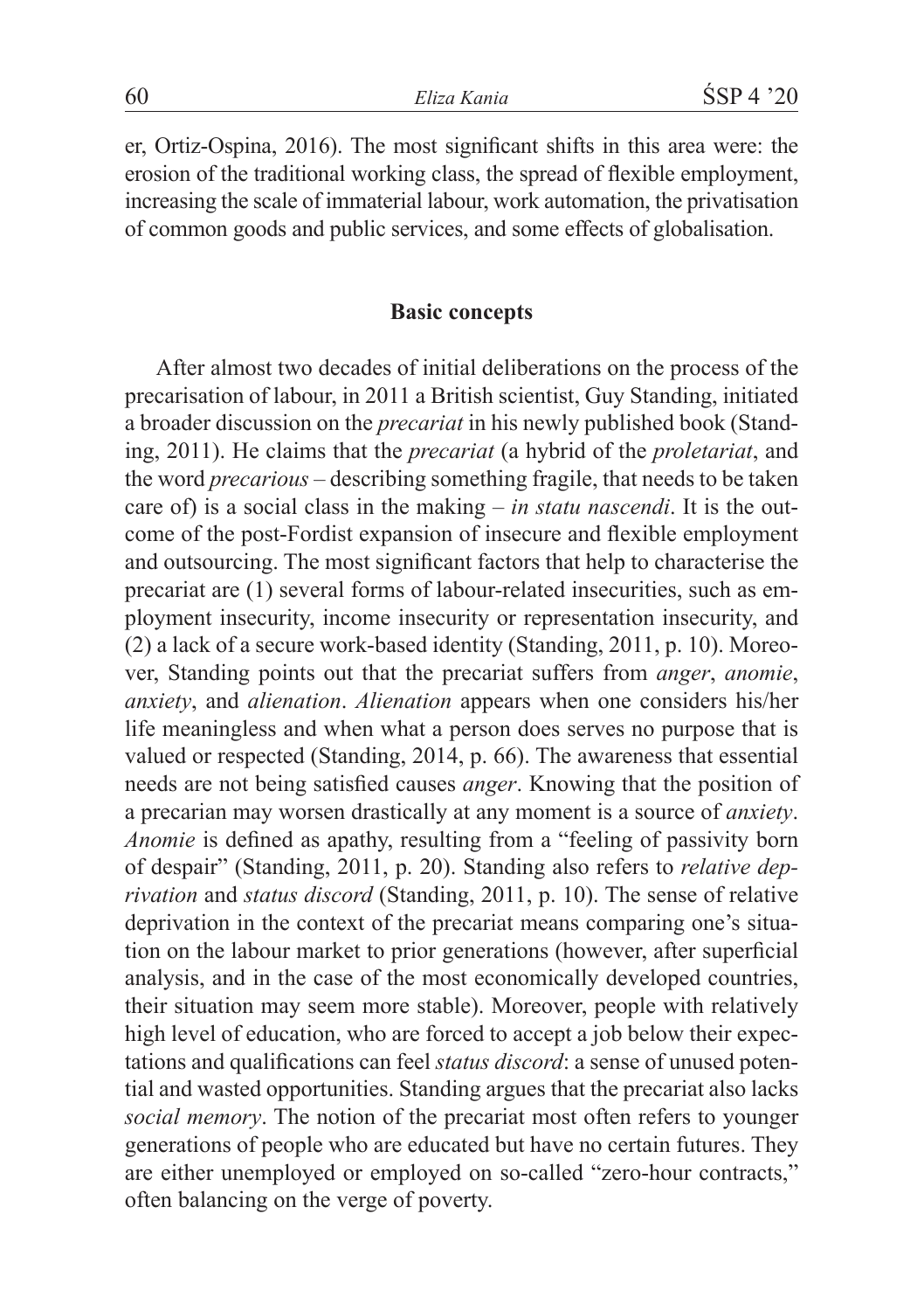er, Ortiz-Ospina, 2016). The most significant shifts in this area were: the erosion of the traditional working class, the spread of flexible employment, increasing the scale of immaterial labour, work automation, the privatisation of common goods and public services, and some effects of globalisation.

## Basic concepts

After almost two decades of initial deliberations on the process of the precarisation of labour, in 2011 a British scientist, Guy Standing, initiated a broader discussion on the *precariat* in his newly published book (Standing, 2011). He claims that the *precariat* (a hybrid of the *proletariat*, and the word *precarious* – describing something fragile, that needs to be taken care of) is a social class in the making – *in statu nascendi*. It is the outcome of the post-Fordist expansion of insecure and flexible employment and outsourcing. The most significant factors that help to characterise the precariat are (1) several forms of labour-related insecurities, such as employment insecurity, income insecurity or representation insecurity, and (2) a lack of a secure work-based identity (Standing, 2011, p. 10). Moreover, Standing points out that the precariat suffers from *anger*, *anomie*, *anxiety*, and *alienation*. *Alienation* appears when one considers his/her life meaningless and when what a person does serves no purpose that is valued or respected (Standing, 2014, p. 66). The awareness that essential needs are not being satisfied causes *anger*. Knowing that the position of a precarian may worsen drastically at any moment is a source of *anxiety*. *Anomie* is defined as apathy, resulting from a "feeling of passivity born of despair" (Standing, 2011, p. 20). Standing also refers to *relative deprivation* and *status discord* (Standing, 2011, p. 10). The sense of relative deprivation in the context of the precariat means comparing one's situation on the labour market to prior generations (however, after superficial analysis, and in the case of the most economically developed countries, their situation may seem more stable). Moreover, people with relatively high level of education, who are forced to accept a job below their expectations and qualifications can feel *status discord*: a sense of unused potential and wasted opportunities. Standing argues that the precariat also lacks *social memory*. The notion of the precariat most often refers to younger generations of people who are educated but have no certain futures. They are either unemployed or employed on so-called "zero-hour contracts," often balancing on the verge of poverty.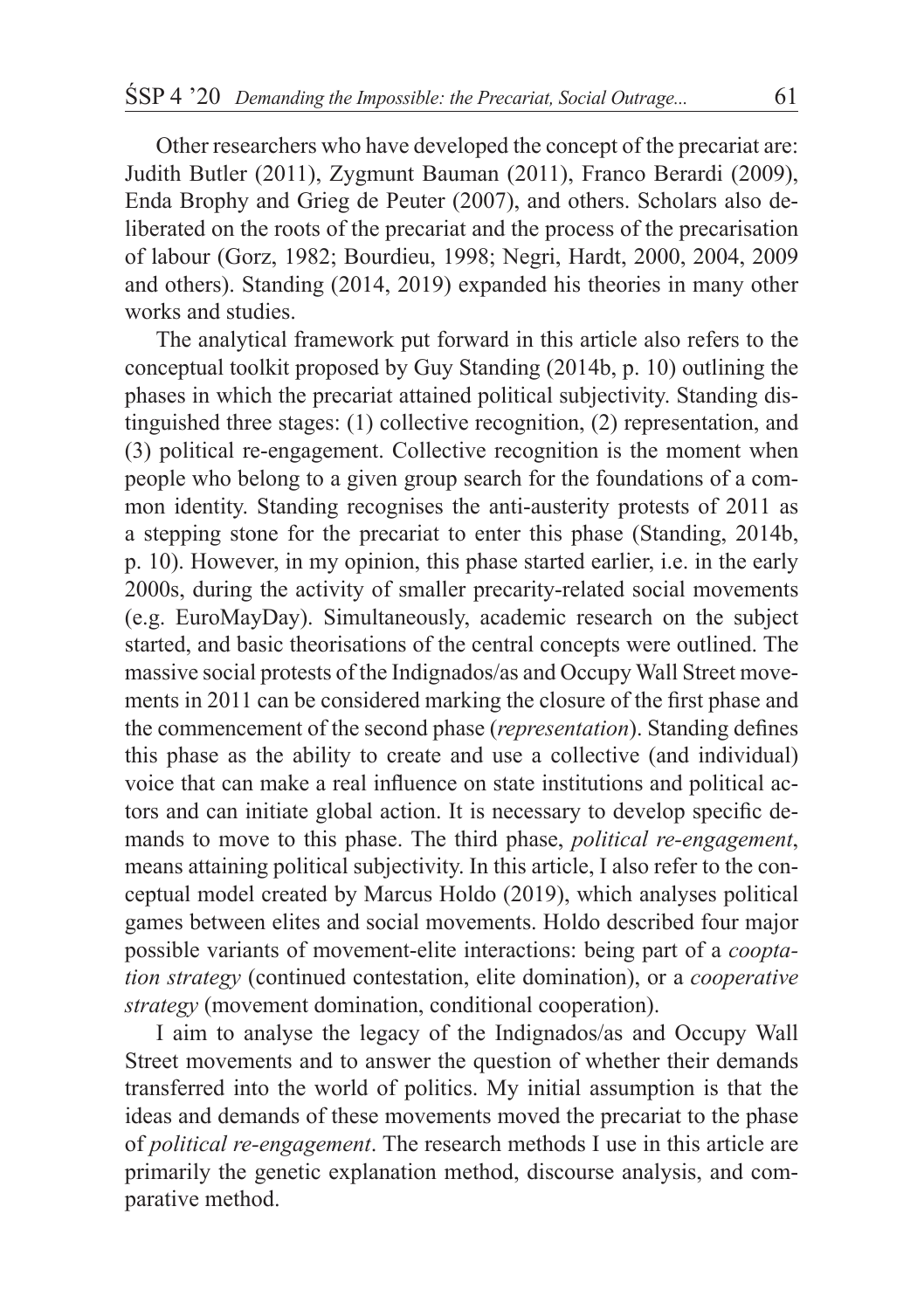Other researchers who have developed the concept of the precariat are: Judith Butler (2011), Zygmunt Bauman (2011), Franco Berardi (2009), Enda Brophy and Grieg de Peuter (2007), and others. Scholars also deliberated on the roots of the precariat and the process of the precarisation of labour (Gorz, 1982; Bourdieu, 1998; Negri, Hardt, 2000, 2004, 2009 and others). Standing (2014, 2019) expanded his theories in many other works and studies.

The analytical framework put forward in this article also refers to the conceptual toolkit proposed by Guy Standing (2014b, p. 10) outlining the phases in which the precariat attained political subjectivity. Standing distinguished three stages: (1) collective recognition, (2) representation, and (3) political re-engagement. Collective recognition is the moment when people who belong to a given group search for the foundations of a common identity. Standing recognises the anti-austerity protests of 2011 as a stepping stone for the precariat to enter this phase (Standing, 2014b, p. 10). However, in my opinion, this phase started earlier, i.e. in the early 2000s, during the activity of smaller precarity-related social movements (e.g. EuroMayDay). Simultaneously, academic research on the subject started, and basic theorisations of the central concepts were outlined. The massive social protests of the Indignados/as and Occupy Wall Street movements in 2011 can be considered marking the closure of the first phase and the commencement of the second phase (*representation*). Standing defines this phase as the ability to create and use a collective (and individual) voice that can make a real influence on state institutions and political actors and can initiate global action. It is necessary to develop specific demands to move to this phase. The third phase, *political re-engagement*, means attaining political subjectivity. In this article, I also refer to the conceptual model created by Marcus Holdo (2019), which analyses political games between elites and social movements. Holdo described four major possible variants of movement-elite interactions: being part of a *cooptation strategy* (continued contestation, elite domination), or a *cooperative strategy* (movement domination, conditional cooperation).

I aim to analyse the legacy of the Indignados/as and Occupy Wall Street movements and to answer the question of whether their demands transferred into the world of politics. My initial assumption is that the ideas and demands of these movements moved the precariat to the phase of *political re-engagement*. The research methods I use in this article are primarily the genetic explanation method, discourse analysis, and comparative method.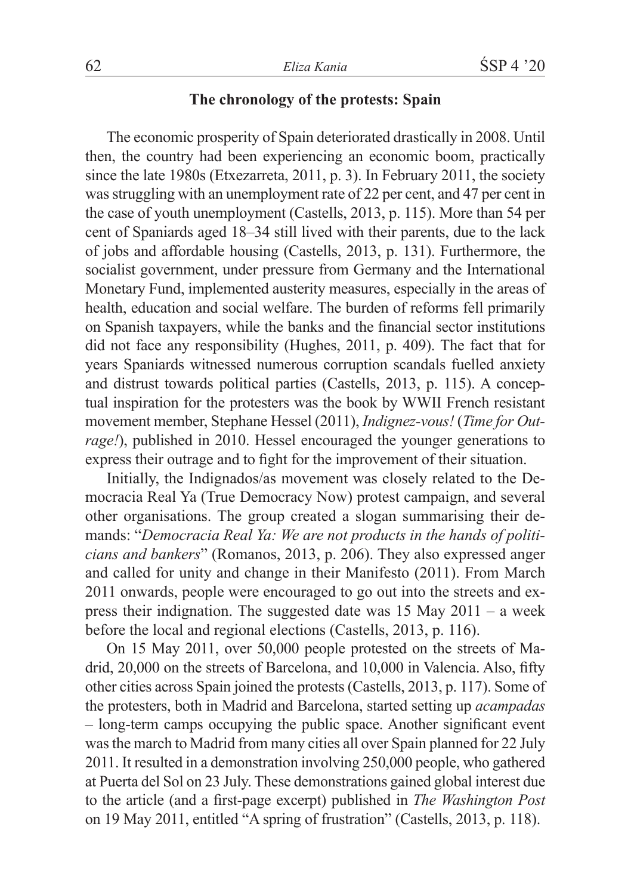## The chronology of the protests: Spain

The economic prosperity of Spain deteriorated drastically in 2008. Until then, the country had been experiencing an economic boom, practically since the late 1980s (Etxezarreta, 2011, p. 3). In February 2011, the society was struggling with an unemployment rate of 22 per cent, and 47 per cent in the case of youth unemployment (Castells, 2013, p. 115). More than 54 per cent of Spaniards aged 18–34 still lived with their parents, due to the lack of jobs and affordable housing (Castells, 2013, p. 131). Furthermore, the socialist government, under pressure from Germany and the International Monetary Fund, implemented austerity measures, especially in the areas of health, education and social welfare. The burden of reforms fell primarily on Spanish taxpayers, while the banks and the financial sector institutions did not face any responsibility (Hughes, 2011, p. 409). The fact that for years Spaniards witnessed numerous corruption scandals fuelled anxiety and distrust towards political parties (Castells, 2013, p. 115). A conceptual inspiration for the protesters was the book by WWII French resistant movement member, Stephane Hessel (2011), *Indignez-vous!* (*Time for Outrage!*), published in 2010. Hessel encouraged the younger generations to express their outrage and to fight for the improvement of their situation.

Initially, the Indignados/as movement was closely related to the Democracia Real Ya (True Democracy Now) protest campaign, and several other organisations. The group created a slogan summarising their demands: "*Democracia Real Ya: We are not products in the hands of politicians and bankers*" (Romanos, 2013, p. 206). They also expressed anger and called for unity and change in their Manifesto (2011). From March 2011 onwards, people were encouraged to go out into the streets and express their indignation. The suggested date was 15 May 2011 – a week before the local and regional elections (Castells, 2013, p. 116).

On 15 May 2011, over 50,000 people protested on the streets of Madrid, 20,000 on the streets of Barcelona, and 10,000 in Valencia. Also, fifty other cities across Spain joined the protests (Castells, 2013, p. 117). Some of the protesters, both in Madrid and Barcelona, started setting up *acampadas* – long-term camps occupying the public space. Another significant event was the march to Madrid from many cities all over Spain planned for 22 July 2011. It resulted in a demonstration involving 250,000 people, who gathered at Puerta del Sol on 23 July. These demonstrations gained global interest due to the article (and a first-page excerpt) published in *The Washington Post* on 19 May 2011, entitled "A spring of frustration" (Castells, 2013, p. 118).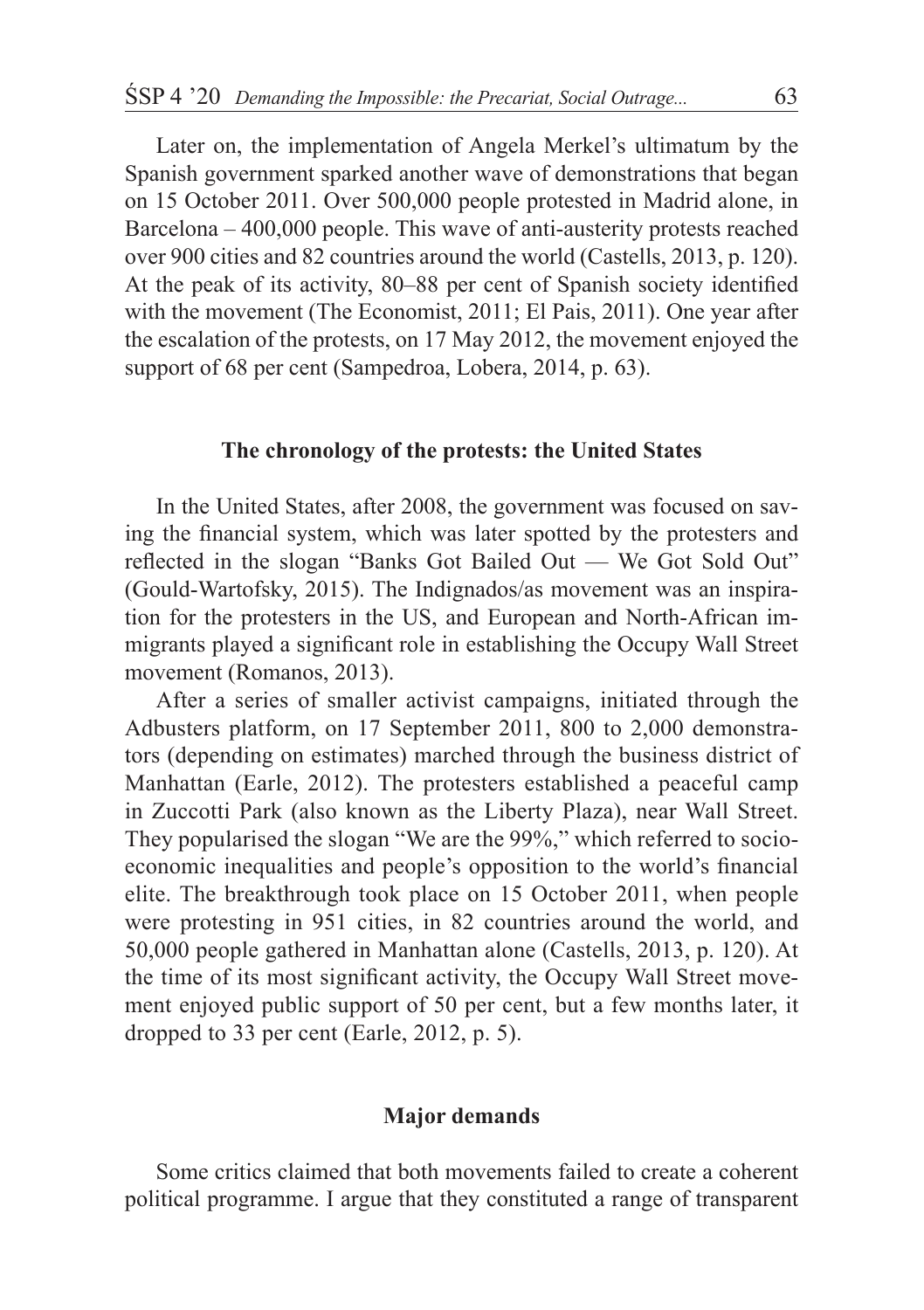Later on, the implementation of Angela Merkel's ultimatum by the Spanish government sparked another wave of demonstrations that began on 15 October 2011. Over 500,000 people protested in Madrid alone, in Barcelona – 400,000 people. This wave of anti-austerity protests reached over 900 cities and 82 countries around the world (Castells, 2013, p. 120). At the peak of its activity, 80–88 per cent of Spanish society identified with the movement (The Economist, 2011; El Pais, 2011). One year after the escalation of the protests, on 17 May 2012, the movement enjoyed the support of 68 per cent (Sampedroa, Lobera, 2014, p. 63).

## The chronology of the protests: the United States

In the United States, after 2008, the government was focused on saving the financial system, which was later spotted by the protesters and reflected in the slogan "Banks Got Bailed Out — We Got Sold Out" (Gould-Wartofsky, 2015). The Indignados/as movement was an inspiration for the protesters in the US, and European and North-African immigrants played a significant role in establishing the Occupy Wall Street movement (Romanos, 2013).

After a series of smaller activist campaigns, initiated through the Adbusters platform, on 17 September 2011, 800 to 2,000 demonstrators (depending on estimates) marched through the business district of Manhattan (Earle, 2012). The protesters established a peaceful camp in Zuccotti Park (also known as the Liberty Plaza), near Wall Street. They popularised the slogan "We are the 99%," which referred to socio-economic inequalities and people's opposition to the world's financial elite. The breakthrough took place on 15 October 2011, when people were protesting in 951 cities, in 82 countries around the world, and 50,000 people gathered in Manhattan alone (Castells, 2013, p. 120). At the time of its most significant activity, the Occupy Wall Street movement enjoyed public support of 50 per cent, but a few months later, it dropped to 33 per cent (Earle, 2012, p. 5).

## Major demands

Some critics claimed that both movements failed to create a coherent political programme. I argue that they constituted a range of transparent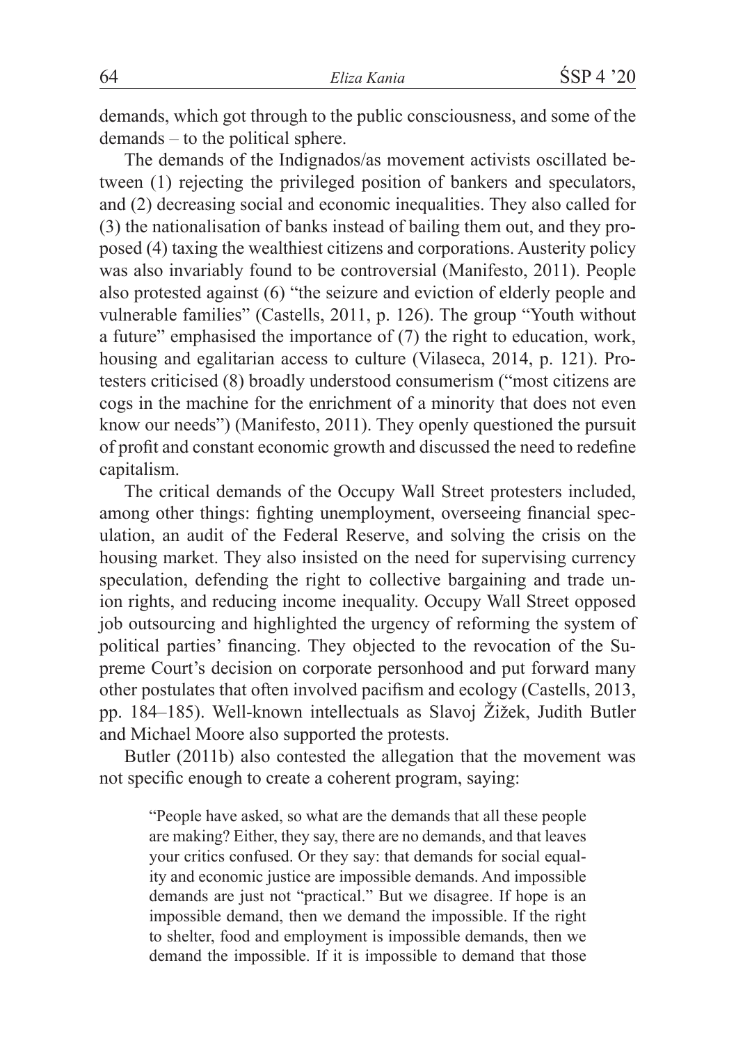demands, which got through to the public consciousness, and some of the demands – to the political sphere.

The demands of the Indignados/as movement activists oscillated between (1) rejecting the privileged position of bankers and speculators, and (2) decreasing social and economic inequalities. They also called for (3) the nationalisation of banks instead of bailing them out, and they proposed (4) taxing the wealthiest citizens and corporations. Austerity policy was also invariably found to be controversial (Manifesto, 2011). People also protested against (6) "the seizure and eviction of elderly people and vulnerable families" (Castells, 2011, p. 126). The group "Youth without a future" emphasised the importance of (7) the right to education, work, housing and egalitarian access to culture (Vilaseca, 2014, p. 121). Protesters criticised (8) broadly understood consumerism ("most citizens are cogs in the machine for the enrichment of a minority that does not even know our needs") (Manifesto, 2011). They openly questioned the pursuit of profit and constant economic growth and discussed the need to redefine capitalism.

The critical demands of the Occupy Wall Street protesters included, among other things: fighting unemployment, overseeing financial speculation, an audit of the Federal Reserve, and solving the crisis on the housing market. They also insisted on the need for supervising currency speculation, defending the right to collective bargaining and trade union rights, and reducing income inequality. Occupy Wall Street opposed job outsourcing and highlighted the urgency of reforming the system of political parties' financing. They objected to the revocation of the Supreme Court's decision on corporate personhood and put forward many other postulates that often involved pacifism and ecology (Castells, 2013, pp. 184–185). Well-known intellectuals as Slavoj Žižek, Judith Butler and Michael Moore also supported the protests.

Butler (2011b) also contested the allegation that the movement was not specific enough to create a coherent program, saying:

> "People have asked, so what are the demands that all these people are making? Either, they say, there are no demands, and that leaves your critics confused. Or they say: that demands for social equality and economic justice are impossible demands. And impossible demands are just not "practical." But we disagree. If hope is an impossible demand, then we demand the impossible. If the right to shelter, food and employment is impossible demands, then we demand the impossible. If it is impossible to demand that those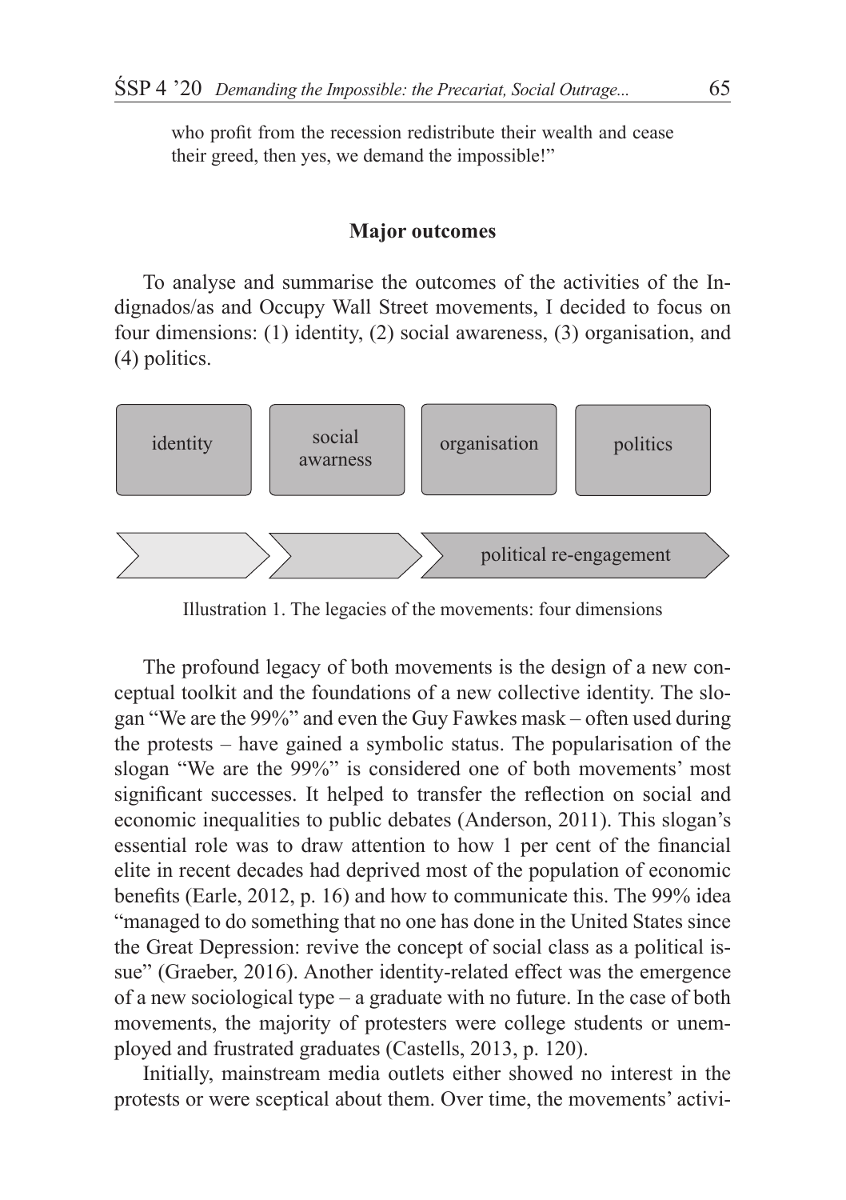who profit from the recession redistribute their wealth and cease their greed, then yes, we demand the impossible!"

## Major outcomes

To analyse and summarise the outcomes of the activities of the Indignados/as and Occupy Wall Street movements, I decided to focus on four dimensions: (1) identity, (2) social awareness, (3) organisation, and (4) politics.

| identity | social awarness | organisation | politics |
|---|---|---|---|

political re-engagement

Illustration 1. The legacies of the movements: four dimensions

The profound legacy of both movements is the design of a new conceptual toolkit and the foundations of a new collective identity. The slogan "We are the 99%" and even the Guy Fawkes mask – often used during the protests – have gained a symbolic status. The popularisation of the slogan "We are the 99%" is considered one of both movements' most significant successes. It helped to transfer the reflection on social and economic inequalities to public debates (Anderson, 2011). This slogan's essential role was to draw attention to how 1 per cent of the financial elite in recent decades had deprived most of the population of economic benefits (Earle, 2012, p. 16) and how to communicate this. The 99% idea "managed to do something that no one has done in the United States since the Great Depression: revive the concept of social class as a political issue" (Graeber, 2016). Another identity-related effect was the emergence of a new sociological type – a graduate with no future. In the case of both movements, the majority of protesters were college students or unemployed and frustrated graduates (Castells, 2013, p. 120).

Initially, mainstream media outlets either showed no interest in the protests or were sceptical about them. Over time, the movements' activi-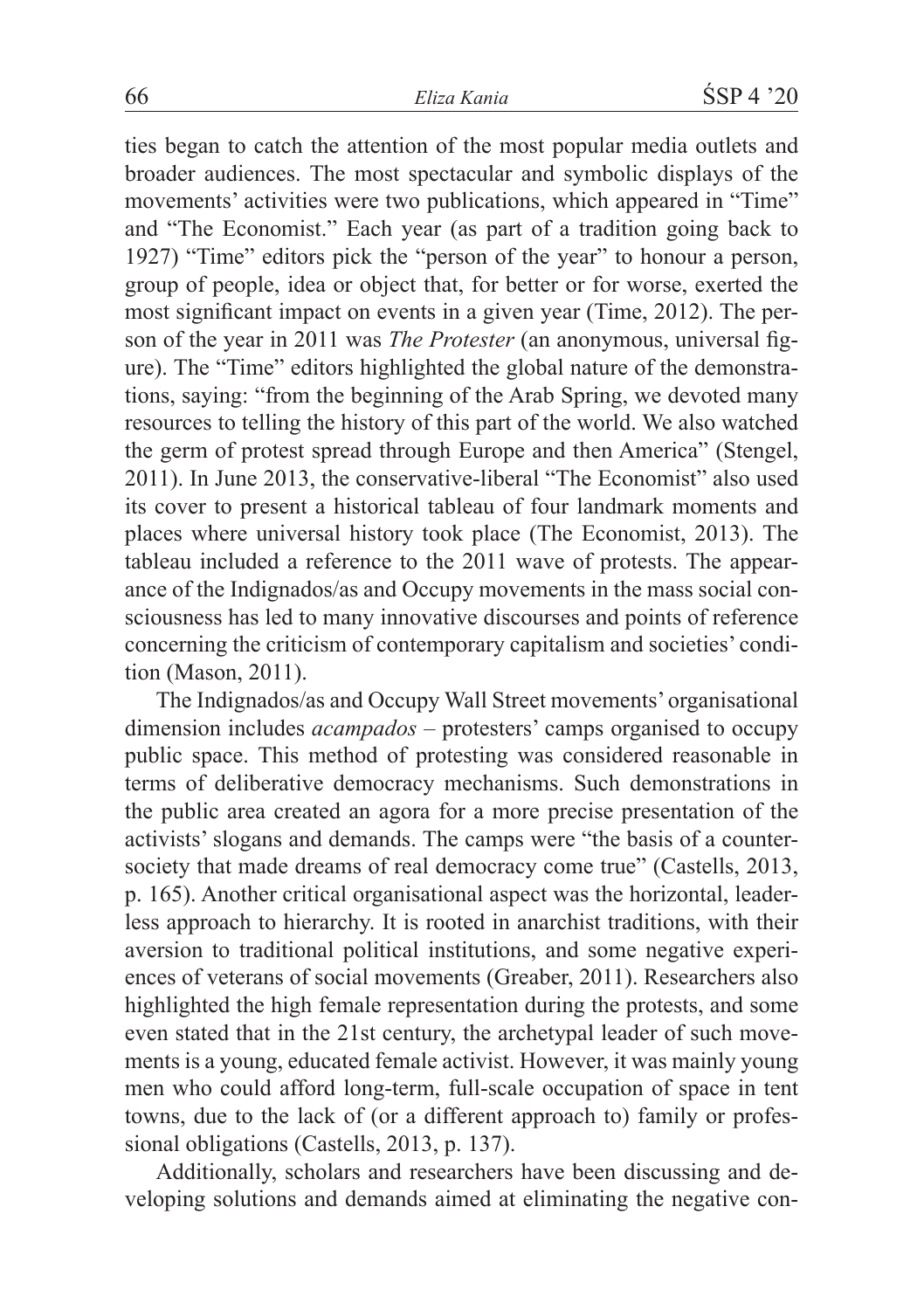ties began to catch the attention of the most popular media outlets and broader audiences. The most spectacular and symbolic displays of the movements' activities were two publications, which appeared in "Time" and "The Economist." Each year (as part of a tradition going back to 1927) "Time" editors pick the "person of the year" to honour a person, group of people, idea or object that, for better or for worse, exerted the most significant impact on events in a given year (Time, 2012). The person of the year in 2011 was *The Protester* (an anonymous, universal figure). The "Time" editors highlighted the global nature of the demonstrations, saying: "from the beginning of the Arab Spring, we devoted many resources to telling the history of this part of the world. We also watched the germ of protest spread through Europe and then America" (Stengel, 2011). In June 2013, the conservative-liberal "The Economist" also used its cover to present a historical tableau of four landmark moments and places where universal history took place (The Economist, 2013). The tableau included a reference to the 2011 wave of protests. The appearance of the Indignados/as and Occupy movements in the mass social consciousness has led to many innovative discourses and points of reference concerning the criticism of contemporary capitalism and societies' condition (Mason, 2011).

The Indignados/as and Occupy Wall Street movements' organisational dimension includes *acampados* – protesters' camps organised to occupy public space. This method of protesting was considered reasonable in terms of deliberative democracy mechanisms. Such demonstrations in the public area created an agora for a more precise presentation of the activists' slogans and demands. The camps were "the basis of a counter-society that made dreams of real democracy come true" (Castells, 2013, p. 165). Another critical organisational aspect was the horizontal, leaderless approach to hierarchy. It is rooted in anarchist traditions, with their aversion to traditional political institutions, and some negative experiences of veterans of social movements (Greaber, 2011). Researchers also highlighted the high female representation during the protests, and some even stated that in the 21st century, the archetypal leader of such movements is a young, educated female activist. However, it was mainly young men who could afford long-term, full-scale occupation of space in tent towns, due to the lack of (or a different approach to) family or professional obligations (Castells, 2013, p. 137).

Additionally, scholars and researchers have been discussing and developing solutions and demands aimed at eliminating the negative con-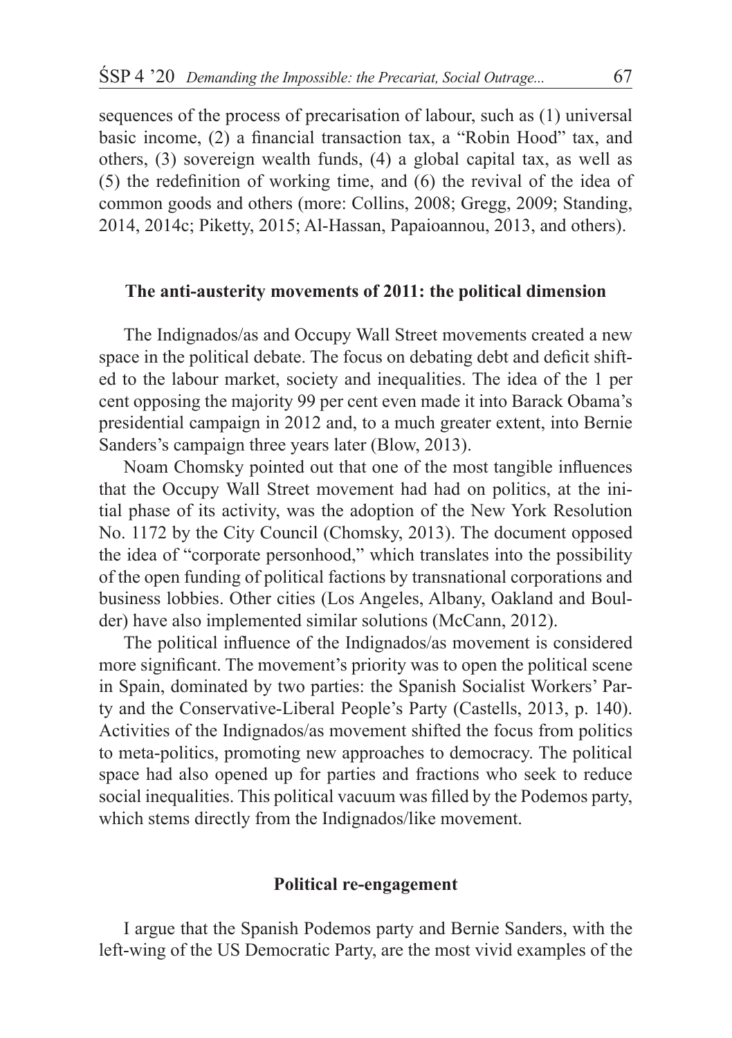sequences of the process of precarisation of labour, such as (1) universal basic income, (2) a financial transaction tax, a "Robin Hood" tax, and others, (3) sovereign wealth funds, (4) a global capital tax, as well as (5) the redefinition of working time, and (6) the revival of the idea of common goods and others (more: Collins, 2008; Gregg, 2009; Standing, 2014, 2014c; Piketty, 2015; Al-Hassan, Papaioannou, 2013, and others).

## The anti-austerity movements of 2011: the political dimension

The Indignados/as and Occupy Wall Street movements created a new space in the political debate. The focus on debating debt and deficit shifted to the labour market, society and inequalities. The idea of the 1 per cent opposing the majority 99 per cent even made it into Barack Obama's presidential campaign in 2012 and, to a much greater extent, into Bernie Sanders's campaign three years later (Blow, 2013).

Noam Chomsky pointed out that one of the most tangible influences that the Occupy Wall Street movement had had on politics, at the initial phase of its activity, was the adoption of the New York Resolution No. 1172 by the City Council (Chomsky, 2013). The document opposed the idea of "corporate personhood," which translates into the possibility of the open funding of political factions by transnational corporations and business lobbies. Other cities (Los Angeles, Albany, Oakland and Boulder) have also implemented similar solutions (McCann, 2012).

The political influence of the Indignados/as movement is considered more significant. The movement's priority was to open the political scene in Spain, dominated by two parties: the Spanish Socialist Workers' Party and the Conservative-Liberal People's Party (Castells, 2013, p. 140). Activities of the Indignados/as movement shifted the focus from politics to meta-politics, promoting new approaches to democracy. The political space had also opened up for parties and fractions who seek to reduce social inequalities. This political vacuum was filled by the Podemos party, which stems directly from the Indignados/like movement.

## Political re-engagement

I argue that the Spanish Podemos party and Bernie Sanders, with the left-wing of the US Democratic Party, are the most vivid examples of the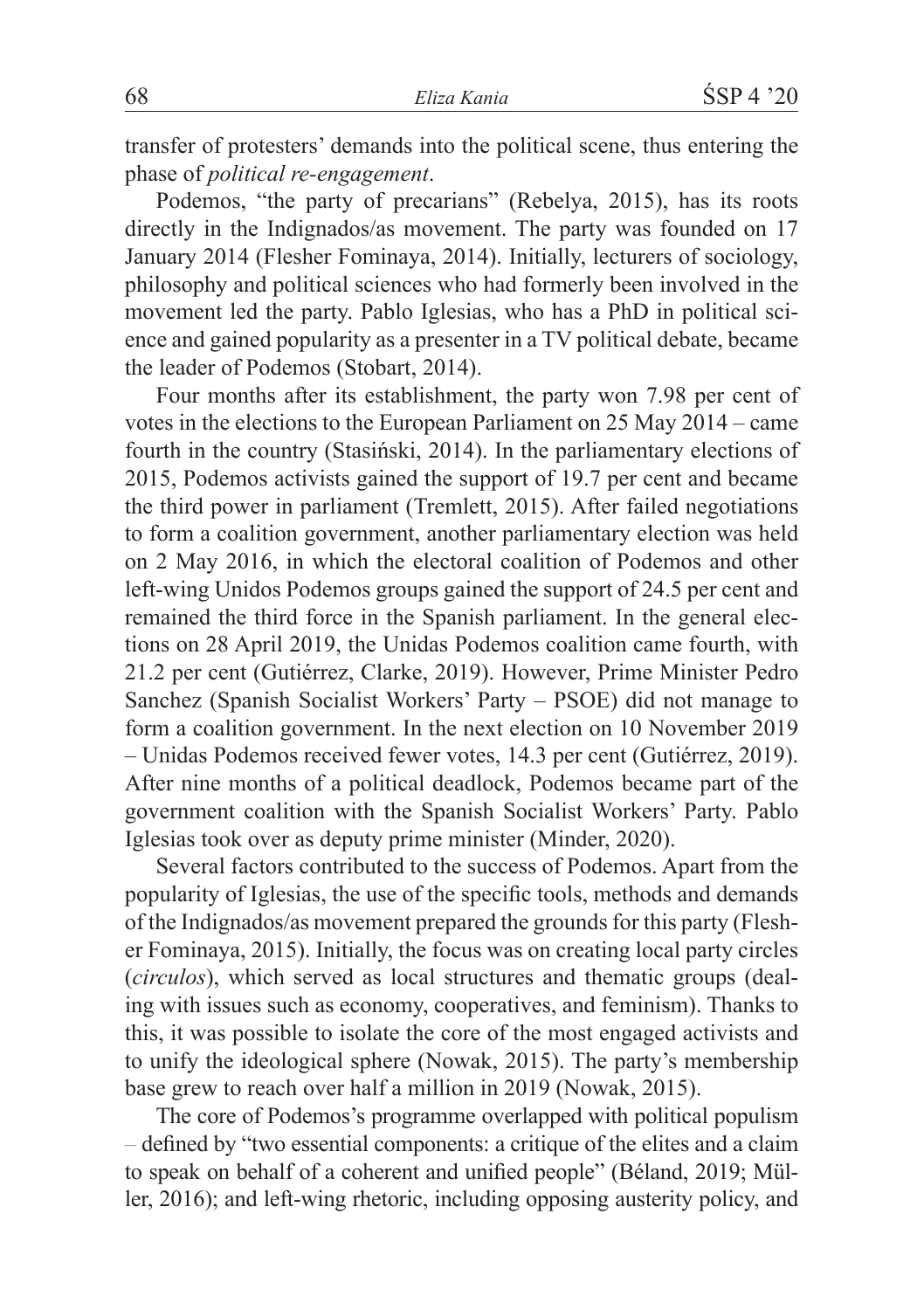transfer of protesters' demands into the political scene, thus entering the phase of *political re-engagement*.

Podemos, "the party of precarians" (Rebelya, 2015), has its roots directly in the Indignados/as movement. The party was founded on 17 January 2014 (Flesher Fominaya, 2014). Initially, lecturers of sociology, philosophy and political sciences who had formerly been involved in the movement led the party. Pablo Iglesias, who has a PhD in political science and gained popularity as a presenter in a TV political debate, became the leader of Podemos (Stobart, 2014).

Four months after its establishment, the party won 7.98 per cent of votes in the elections to the European Parliament on 25 May 2014 – came fourth in the country (Stasiński, 2014). In the parliamentary elections of 2015, Podemos activists gained the support of 19.7 per cent and became the third power in parliament (Tremlett, 2015). After failed negotiations to form a coalition government, another parliamentary election was held on 2 May 2016, in which the electoral coalition of Podemos and other left-wing Unidos Podemos groups gained the support of 24.5 per cent and remained the third force in the Spanish parliament. In the general elections on 28 April 2019, the Unidas Podemos coalition came fourth, with 21.2 per cent (Gutiérrez, Clarke, 2019). However, Prime Minister Pedro Sanchez (Spanish Socialist Workers' Party – PSOE) did not manage to form a coalition government. In the next election on 10 November 2019 – Unidas Podemos received fewer votes, 14.3 per cent (Gutiérrez, 2019). After nine months of a political deadlock, Podemos became part of the government coalition with the Spanish Socialist Workers' Party. Pablo Iglesias took over as deputy prime minister (Minder, 2020).

Several factors contributed to the success of Podemos. Apart from the popularity of Iglesias, the use of the specific tools, methods and demands of the Indignados/as movement prepared the grounds for this party (Flesher Fominaya, 2015). Initially, the focus was on creating local party circles (*circulos*), which served as local structures and thematic groups (dealing with issues such as economy, cooperatives, and feminism). Thanks to this, it was possible to isolate the core of the most engaged activists and to unify the ideological sphere (Nowak, 2015). The party's membership base grew to reach over half a million in 2019 (Nowak, 2015).

The core of Podemos's programme overlapped with political populism – defined by "two essential components: a critique of the elites and a claim to speak on behalf of a coherent and unified people" (Béland, 2019; Müller, 2016); and left-wing rhetoric, including opposing austerity policy, and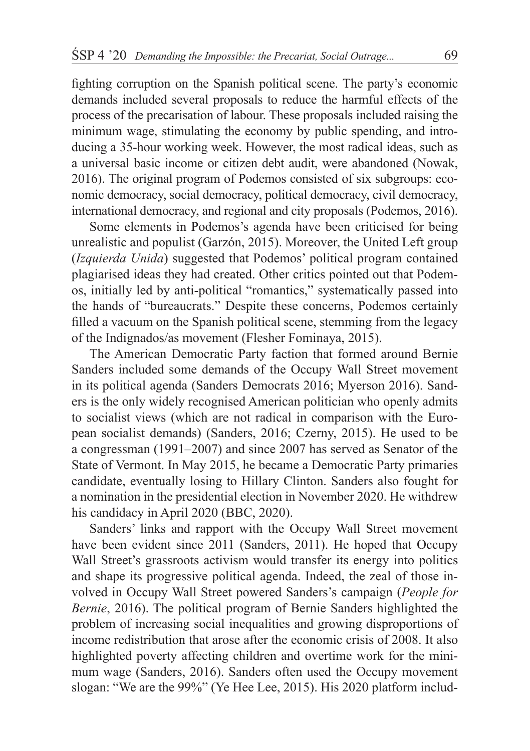fighting corruption on the Spanish political scene. The party's economic demands included several proposals to reduce the harmful effects of the process of the precarisation of labour. These proposals included raising the minimum wage, stimulating the economy by public spending, and introducing a 35-hour working week. However, the most radical ideas, such as a universal basic income or citizen debt audit, were abandoned (Nowak, 2016). The original program of Podemos consisted of six subgroups: economic democracy, social democracy, political democracy, civil democracy, international democracy, and regional and city proposals (Podemos, 2016).

Some elements in Podemos's agenda have been criticised for being unrealistic and populist (Garzón, 2015). Moreover, the United Left group (*Izquierda Unida*) suggested that Podemos' political program contained plagiarised ideas they had created. Other critics pointed out that Podemos, initially led by anti-political "romantics," systematically passed into the hands of "bureaucrats." Despite these concerns, Podemos certainly filled a vacuum on the Spanish political scene, stemming from the legacy of the Indignados/as movement (Flesher Fominaya, 2015).

The American Democratic Party faction that formed around Bernie Sanders included some demands of the Occupy Wall Street movement in its political agenda (Sanders Democrats 2016; Myerson 2016). Sanders is the only widely recognised American politician who openly admits to socialist views (which are not radical in comparison with the European socialist demands) (Sanders, 2016; Czerny, 2015). He used to be a congressman (1991–2007) and since 2007 has served as Senator of the State of Vermont. In May 2015, he became a Democratic Party primaries candidate, eventually losing to Hillary Clinton. Sanders also fought for a nomination in the presidential election in November 2020. He withdrew his candidacy in April 2020 (BBC, 2020).

Sanders' links and rapport with the Occupy Wall Street movement have been evident since 2011 (Sanders, 2011). He hoped that Occupy Wall Street's grassroots activism would transfer its energy into politics and shape its progressive political agenda. Indeed, the zeal of those involved in Occupy Wall Street powered Sanders's campaign (*People for Bernie*, 2016). The political program of Bernie Sanders highlighted the problem of increasing social inequalities and growing disproportions of income redistribution that arose after the economic crisis of 2008. It also highlighted poverty affecting children and overtime work for the minimum wage (Sanders, 2016). Sanders often used the Occupy movement slogan: "We are the 99%" (Ye Hee Lee, 2015). His 2020 platform includ-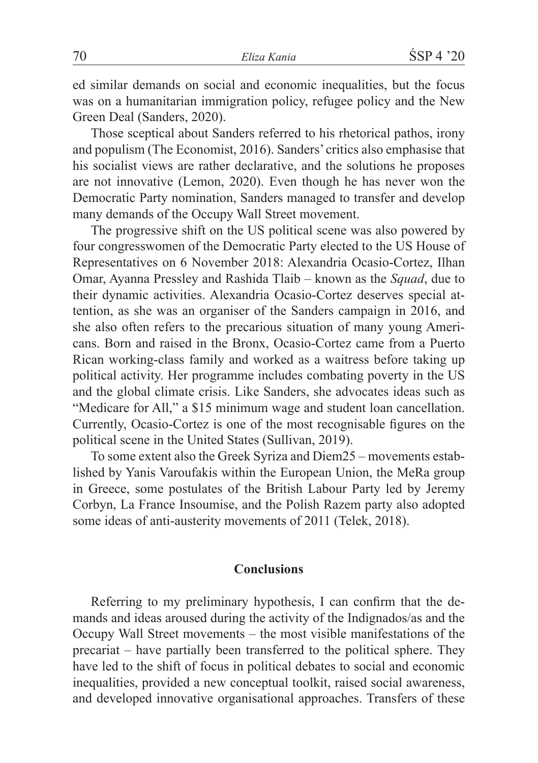ed similar demands on social and economic inequalities, but the focus was on a humanitarian immigration policy, refugee policy and the New Green Deal (Sanders, 2020).

Those sceptical about Sanders referred to his rhetorical pathos, irony and populism (The Economist, 2016). Sanders' critics also emphasise that his socialist views are rather declarative, and the solutions he proposes are not innovative (Lemon, 2020). Even though he has never won the Democratic Party nomination, Sanders managed to transfer and develop many demands of the Occupy Wall Street movement.

The progressive shift on the US political scene was also powered by four congresswomen of the Democratic Party elected to the US House of Representatives on 6 November 2018: Alexandria Ocasio-Cortez, Ilhan Omar, Ayanna Pressley and Rashida Tlaib – known as the *Squad*, due to their dynamic activities. Alexandria Ocasio-Cortez deserves special attention, as she was an organiser of the Sanders campaign in 2016, and she also often refers to the precarious situation of many young Americans. Born and raised in the Bronx, Ocasio-Cortez came from a Puerto Rican working-class family and worked as a waitress before taking up political activity. Her programme includes combating poverty in the US and the global climate crisis. Like Sanders, she advocates ideas such as "Medicare for All," a $15 minimum wage and student loan cancellation. Currently, Ocasio-Cortez is one of the most recognisable figures on the political scene in the United States (Sullivan, 2019).

To some extent also the Greek Syriza and Diem25 – movements established by Yanis Varoufakis within the European Union, the MeRa group in Greece, some postulates of the British Labour Party led by Jeremy Corbyn, La France Insoumise, and the Polish Razem party also adopted some ideas of anti-austerity movements of 2011 (Telek, 2018).

## Conclusions

Referring to my preliminary hypothesis, I can confirm that the demands and ideas aroused during the activity of the Indignados/as and the Occupy Wall Street movements – the most visible manifestations of the precariat – have partially been transferred to the political sphere. They have led to the shift of focus in political debates to social and economic inequalities, provided a new conceptual toolkit, raised social awareness, and developed innovative organisational approaches. Transfers of these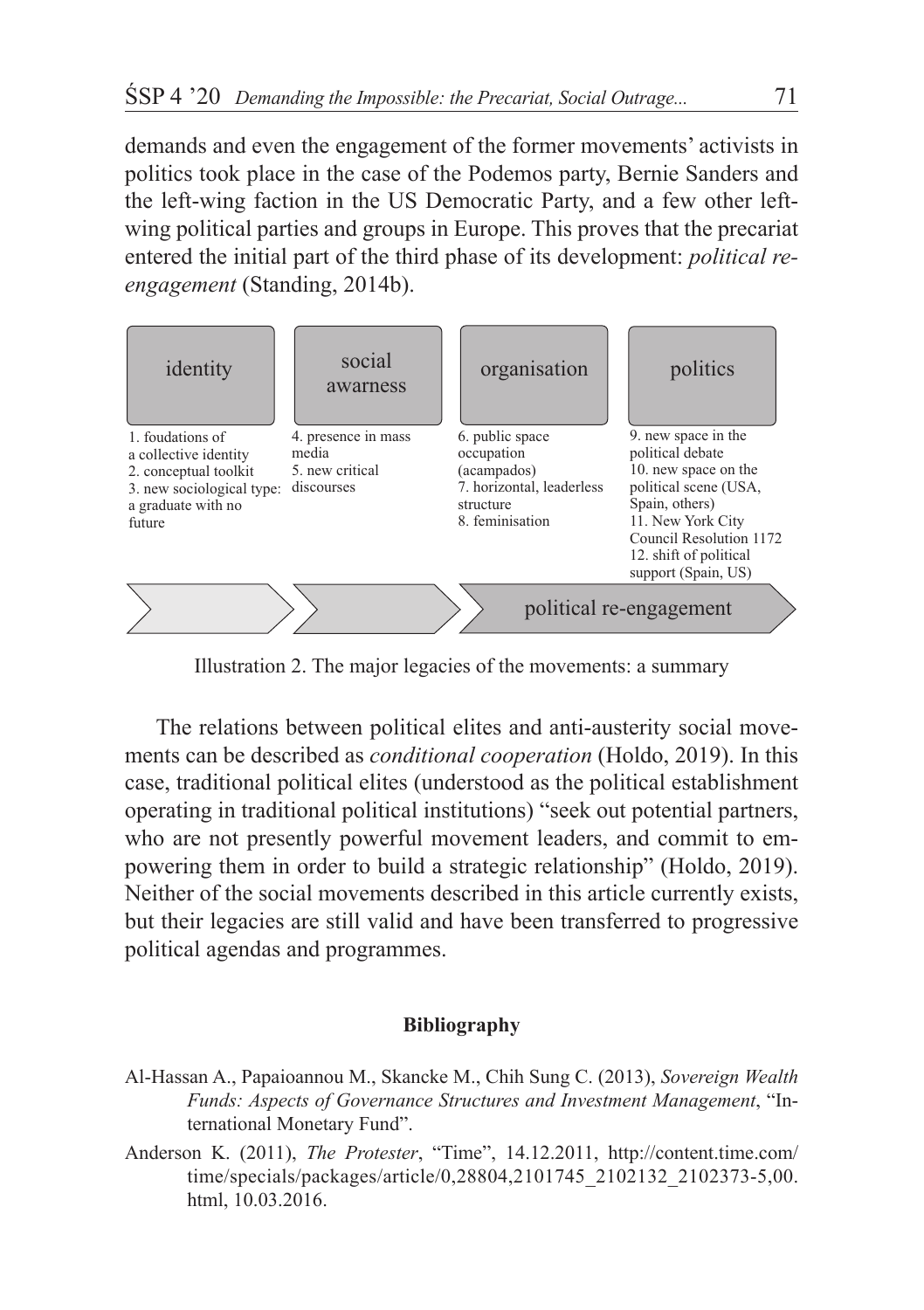demands and even the engagement of the former movements' activists in politics took place in the case of the Podemos party, Bernie Sanders and the left-wing faction in the US Democratic Party, and a few other left-wing political parties and groups in Europe. This proves that the precariat entered the initial part of the third phase of its development: *political re-engagement* (Standing, 2014b).

| identity | social awarness | organisation | politics |
|---|---|---|---|
| 1. foudations of a collective identity<br>2. conceptual toolkit<br>3. new sociological type: a graduate with no future | 4. presence in mass media<br>5. new critical discourses | 6. public space occupation (acampados)<br>7. horizontal, leaderless structure<br>8. feminisation | 9. new space in the political debate<br>10. new space on the political scene (USA, Spain, others)<br>11. New York City Council Resolution 1172<br>12. shift of political support (Spain, US) |
| | | political re-engagement | |

Illustration 2. The major legacies of the movements: a summary

The relations between political elites and anti-austerity social movements can be described as *conditional cooperation* (Holdo, 2019). In this case, traditional political elites (understood as the political establishment operating in traditional political institutions) "seek out potential partners, who are not presently powerful movement leaders, and commit to empowering them in order to build a strategic relationship" (Holdo, 2019). Neither of the social movements described in this article currently exists, but their legacies are still valid and have been transferred to progressive political agendas and programmes.

**Bibliography**

Al-Hassan A., Papaioannou M., Skancke M., Chih Sung C. (2013), *Sovereign Wealth Funds: Aspects of Governance Structures and Investment Management*, "International Monetary Fund".

Anderson K. (2011), *The Protester*, "Time", 14.12.2011, http://content.time.com/time/specials/packages/article/0,28804,2101745_2102132_2102373-5,00.html, 10.03.2016.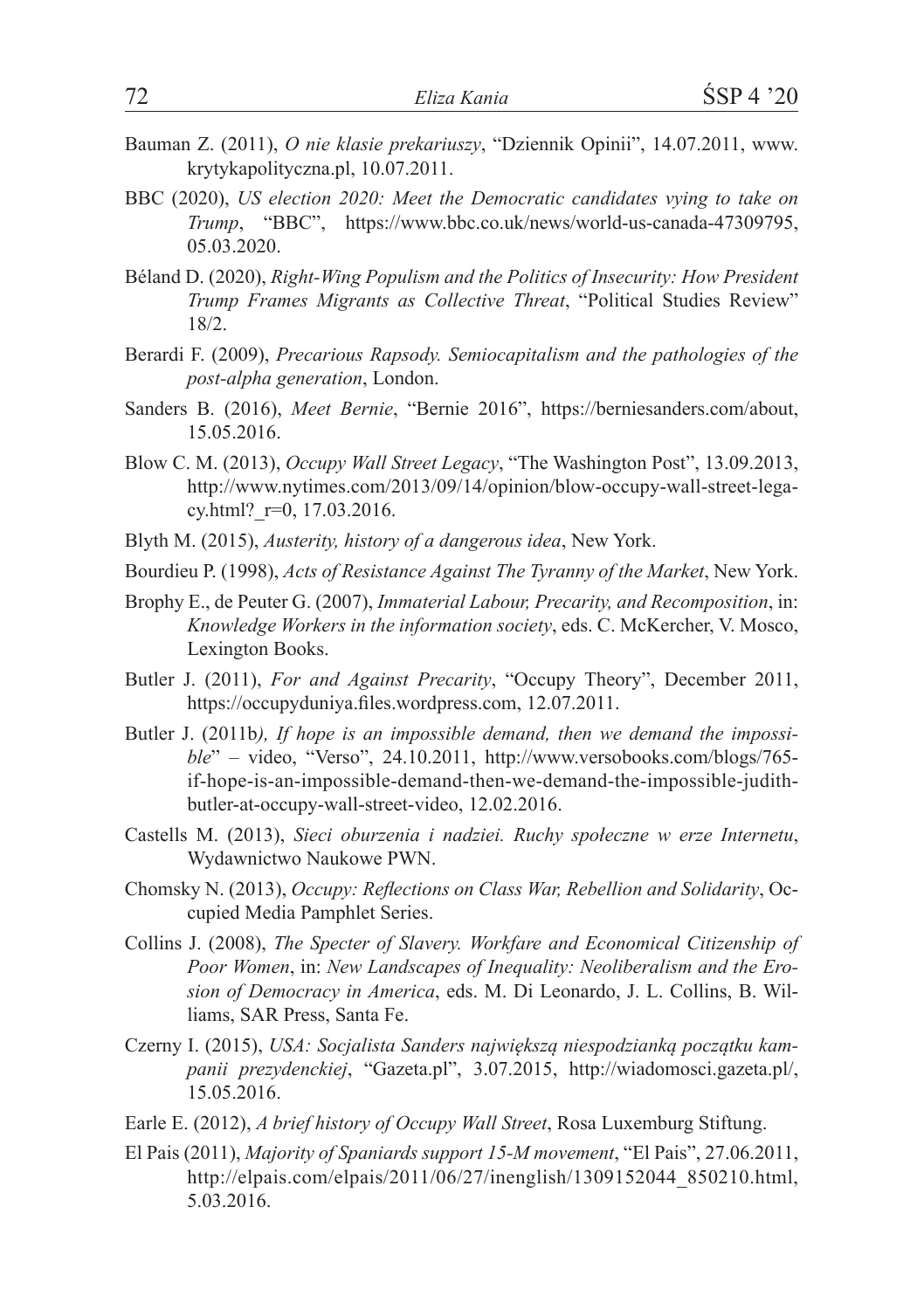Bauman Z. (2011), *O nie klasie prekariuszy*, "Dziennik Opinii", 14.07.2011, www.krytykapolityczna.pl, 10.07.2011.

BBC (2020), *US election 2020: Meet the Democratic candidates vying to take on Trump*, "BBC", https://www.bbc.co.uk/news/world-us-canada-47309795, 05.03.2020.

Béland D. (2020), *Right-Wing Populism and the Politics of Insecurity: How President Trump Frames Migrants as Collective Threat*, "Political Studies Review" 18/2.

Berardi F. (2009), *Precarious Rapsody. Semiocapitalism and the pathologies of the post-alpha generation*, London.

Sanders B. (2016), *Meet Bernie*, "Bernie 2016", https://berniesanders.com/about, 15.05.2016.

Blow C. M. (2013), *Occupy Wall Street Legacy*, "The Washington Post", 13.09.2013, http://www.nytimes.com/2013/09/14/opinion/blow-occupy-wall-street-legacy.html?_r=0, 17.03.2016.

Blyth M. (2015), *Austerity, history of a dangerous idea*, New York.

Bourdieu P. (1998), *Acts of Resistance Against The Tyranny of the Market*, New York.

Brophy E., de Peuter G. (2007), *Immaterial Labour, Precarity, and Recomposition*, in: *Knowledge Workers in the information society*, eds. C. McKercher, V. Mosco, Lexington Books.

Butler J. (2011), *For and Against Precarity*, "Occupy Theory", December 2011, https://occupyduniya.files.wordpress.com, 12.07.2011.

Butler J. (2011b*), If hope is an impossible demand, then we demand the impossible*" – video, "Verso", 24.10.2011, http://www.versobooks.com/blogs/765-if-hope-is-an-impossible-demand-then-we-demand-the-impossible-judith-butler-at-occupy-wall-street-video, 12.02.2016.

Castells M. (2013), *Sieci oburzenia i nadziei. Ruchy społeczne w erze Internetu*, Wydawnictwo Naukowe PWN.

Chomsky N. (2013), *Occupy: Reflections on Class War, Rebellion and Solidarity*, Occupied Media Pamphlet Series.

Collins J. (2008), *The Specter of Slavery. Workfare and Economical Citizenship of Poor Women*, in: *New Landscapes of Inequality: Neoliberalism and the Erosion of Democracy in America*, eds. M. Di Leonardo, J. L. Collins, B. Williams, SAR Press, Santa Fe.

Czerny I. (2015), *USA: Socjalista Sanders największą niespodzianką początku kampanii prezydenckiej*, "Gazeta.pl", 3.07.2015, http://wiadomosci.gazeta.pl/, 15.05.2016.

Earle E. (2012), *A brief history of Occupy Wall Street*, Rosa Luxemburg Stiftung.

El Pais (2011), *Majority of Spaniards support 15-M movement*, "El Pais", 27.06.2011, http://elpais.com/elpais/2011/06/27/inenglish/1309152044_850210.html, 5.03.2016.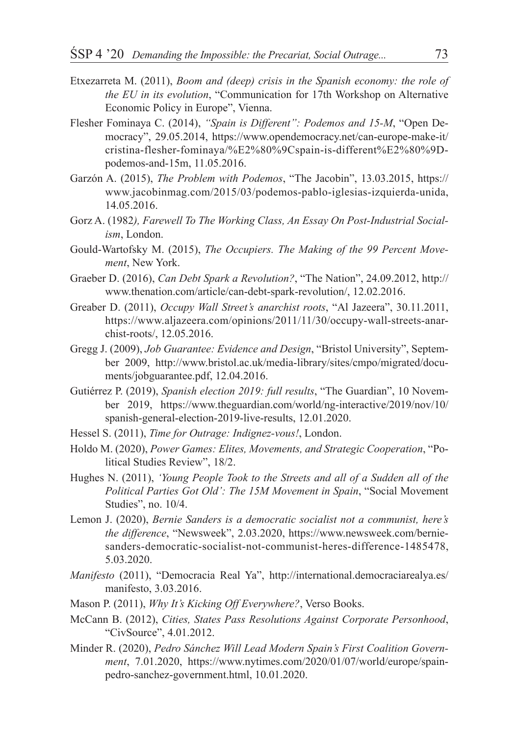Etxezarreta M. (2011), *Boom and (deep) crisis in the Spanish economy: the role of the EU in its evolution*, "Communication for 17th Workshop on Alternative Economic Policy in Europe", Vienna.

Flesher Fominaya C. (2014), *"Spain is Different": Podemos and 15-M*, "Open Democracy", 29.05.2014, https://www.opendemocracy.net/can-europe-make-it/cristina-flesher-fominaya/%E2%80%9Cspain-is-different%E2%80%9D-podemos-and-15m, 11.05.2016.

Garzón A. (2015), *The Problem with Podemos*, "The Jacobin", 13.03.2015, https://www.jacobinmag.com/2015/03/podemos-pablo-iglesias-izquierda-unida, 14.05.2016.

Gorz A. (1982*), Farewell To The Working Class, An Essay On Post-Industrial Socialism*, London.

Gould-Wartofsky M. (2015), *The Occupiers. The Making of the 99 Percent Movement*, New York.

Graeber D. (2016), *Can Debt Spark a Revolution?*, "The Nation", 24.09.2012, http://www.thenation.com/article/can-debt-spark-revolution/, 12.02.2016.

Greaber D. (2011), *Occupy Wall Street's anarchist roots*, "Al Jazeera", 30.11.2011, https://www.aljazeera.com/opinions/2011/11/30/occupy-wall-streets-anarchist-roots/, 12.05.2016.

Gregg J. (2009), *Job Guarantee: Evidence and Design*, "Bristol University", September 2009, http://www.bristol.ac.uk/media-library/sites/cmpo/migrated/documents/jobguarantee.pdf, 12.04.2016.

Gutiérrez P. (2019), *Spanish election 2019: full results*, "The Guardian", 10 November 2019, https://www.theguardian.com/world/ng-interactive/2019/nov/10/spanish-general-election-2019-live-results, 12.01.2020.

Hessel S. (2011), *Time for Outrage: Indignez-vous!*, London.

Holdo M. (2020), *Power Games: Elites, Movements, and Strategic Cooperation*, "Political Studies Review", 18/2.

Hughes N. (2011), *'Young People Took to the Streets and all of a Sudden all of the Political Parties Got Old': The 15M Movement in Spain*, "Social Movement Studies", no. 10/4.

Lemon J. (2020), *Bernie Sanders is a democratic socialist not a communist, here's the difference*, "Newsweek", 2.03.2020, https://www.newsweek.com/bernie-sanders-democratic-socialist-not-communist-heres-difference-1485478, 5.03.2020.

*Manifesto* (2011), "Democracia Real Ya", http://international.democraciarealya.es/manifesto, 3.03.2016.

Mason P. (2011), *Why It's Kicking Off Everywhere?*, Verso Books.

McCann B. (2012), *Cities, States Pass Resolutions Against Corporate Personhood*, "CivSource", 4.01.2012.

Minder R. (2020), *Pedro Sánchez Will Lead Modern Spain's First Coalition Government*, 7.01.2020, https://www.nytimes.com/2020/01/07/world/europe/spain-pedro-sanchez-government.html, 10.01.2020.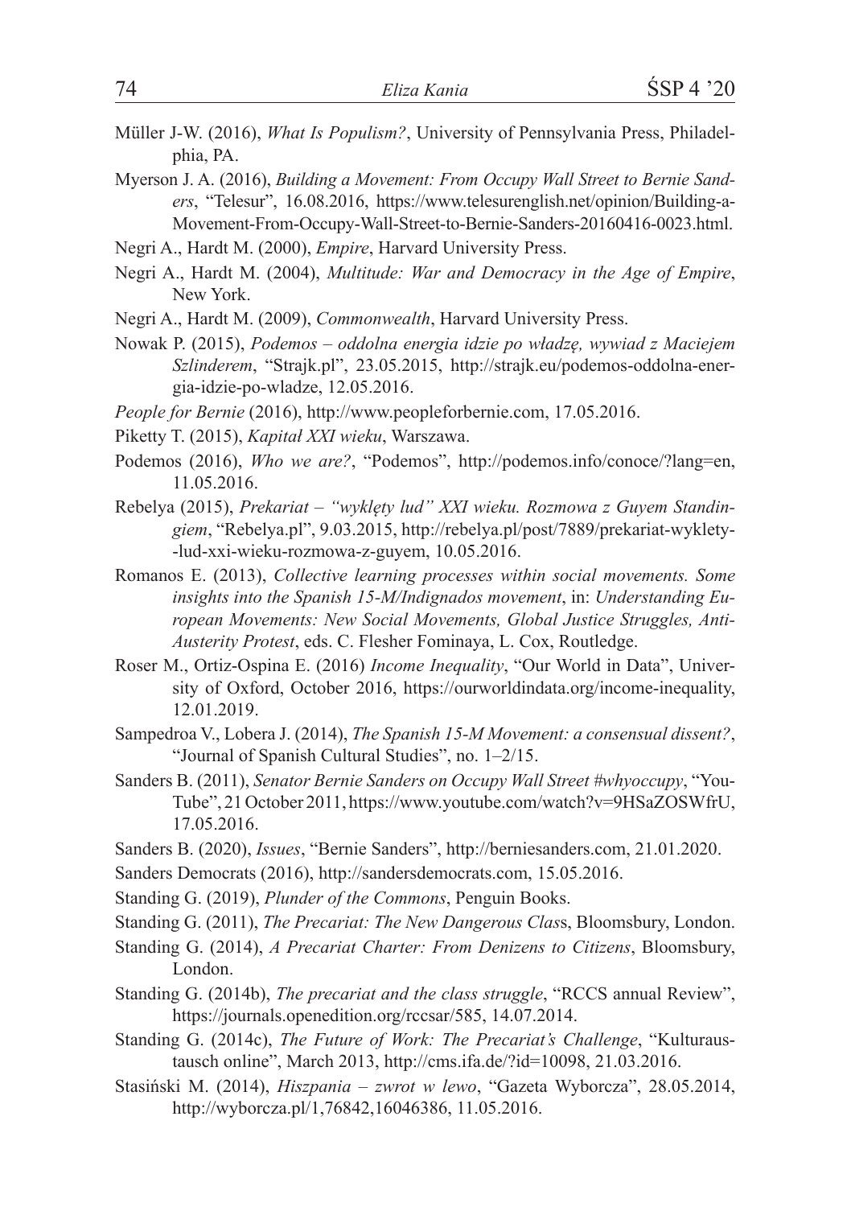Müller J-W. (2016), *What Is Populism?*, University of Pennsylvania Press, Philadelphia, PA.

Myerson J. A. (2016), *Building a Movement: From Occupy Wall Street to Bernie Sanders*, "Telesur", 16.08.2016, https://www.telesurenglish.net/opinion/Building-a-Movement-From-Occupy-Wall-Street-to-Bernie-Sanders-20160416-0023.html.

Negri A., Hardt M. (2000), *Empire*, Harvard University Press.

Negri A., Hardt M. (2004), *Multitude: War and Democracy in the Age of Empire*, New York.

Negri A., Hardt M. (2009), *Commonwealth*, Harvard University Press.

Nowak P. (2015), *Podemos – oddolna energia idzie po władzę, wywiad z Maciejem Szlinderem*, "Strajk.pl", 23.05.2015, http://strajk.eu/podemos-oddolna-energia-idzie-po-wladze, 12.05.2016.

*People for Bernie* (2016), http://www.peopleforbernie.com, 17.05.2016.

Piketty T. (2015), *Kapitał XXI wieku*, Warszawa.

Podemos (2016), *Who we are?*, "Podemos", http://podemos.info/conoce/?lang=en, 11.05.2016.

Rebelya (2015), *Prekariat – "wyklęty lud" XXI wieku. Rozmowa z Guyem Standingiem*, "Rebelya.pl", 9.03.2015, http://rebelya.pl/post/7889/prekariat-wyklety--lud-xxi-wieku-rozmowa-z-guyem, 10.05.2016.

Romanos E. (2013), *Collective learning processes within social movements. Some insights into the Spanish 15-M/Indignados movement*, in: *Understanding European Movements: New Social Movements, Global Justice Struggles, Anti-Austerity Protest*, eds. C. Flesher Fominaya, L. Cox, Routledge.

Roser M., Ortiz-Ospina E. (2016) *Income Inequality*, "Our World in Data", University of Oxford, October 2016, https://ourworldindata.org/income-inequality, 12.01.2019.

Sampedroa V., Lobera J. (2014), *The Spanish 15-M Movement: a consensual dissent?*, "Journal of Spanish Cultural Studies", no. 1–2/15.

Sanders B. (2011), *Senator Bernie Sanders on Occupy Wall Street #whyoccupy*, "YouTube", 21 October 2011, https://www.youtube.com/watch?v=9HSaZOSWfrU, 17.05.2016.

Sanders B. (2020), *Issues*, "Bernie Sanders", http://berniesanders.com, 21.01.2020.

Sanders Democrats (2016), http://sandersdemocrats.com, 15.05.2016.

Standing G. (2019), *Plunder of the Commons*, Penguin Books.

Standing G. (2011), *The Precariat: The New Dangerous Class*, Bloomsbury, London.

Standing G. (2014), *A Precariat Charter: From Denizens to Citizens*, Bloomsbury, London.

Standing G. (2014b), *The precariat and the class struggle*, "RCCS annual Review", https://journals.openedition.org/rccsar/585, 14.07.2014.

Standing G. (2014c), *The Future of Work: The Precariat's Challenge*, "Kulturaustausch online", March 2013, http://cms.ifa.de/?id=10098, 21.03.2016.

Stasiński M. (2014), *Hiszpania – zwrot w lewo*, "Gazeta Wyborcza", 28.05.2014, http://wyborcza.pl/1,76842,16046386, 11.05.2016.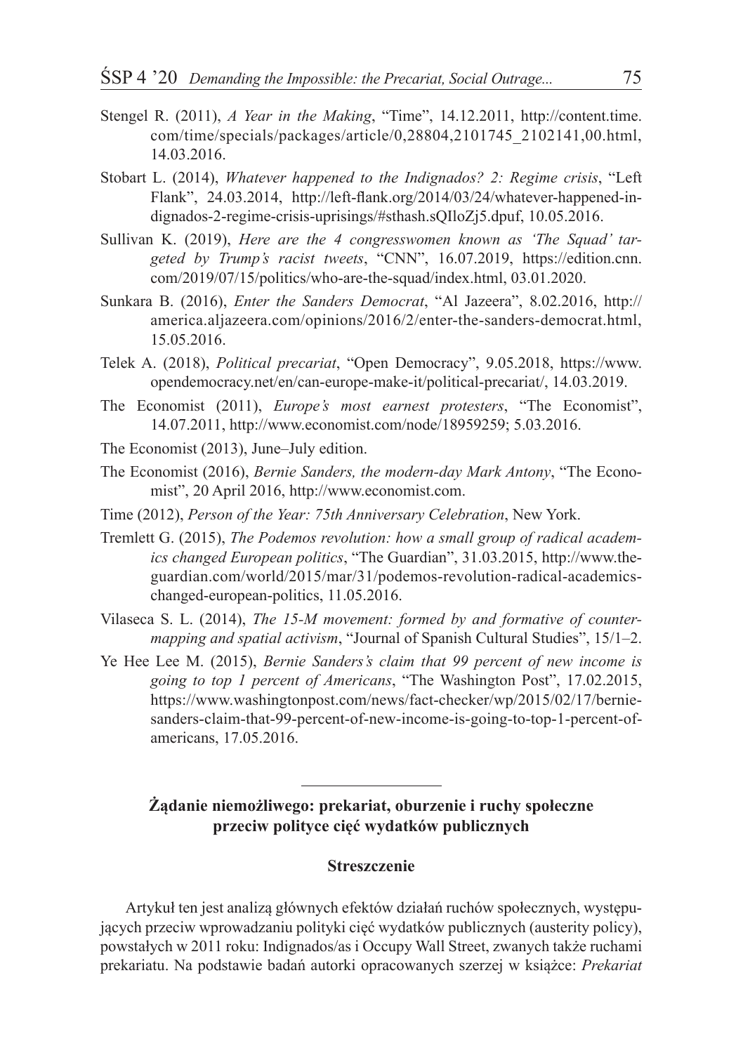Stengel R. (2011), *A Year in the Making*, "Time", 14.12.2011, http://content.time.com/time/specials/packages/article/0,28804,2101745_2102141,00.html, 14.03.2016.

Stobart L. (2014), *Whatever happened to the Indignados? 2: Regime crisis*, "Left Flank", 24.03.2014, http://left-flank.org/2014/03/24/whatever-happened-indignados-2-regime-crisis-uprisings/#sthash.sQIloZj5.dpuf, 10.05.2016.

Sullivan K. (2019), *Here are the 4 congresswomen known as 'The Squad' targeted by Trump's racist tweets*, "CNN", 16.07.2019, https://edition.cnn.com/2019/07/15/politics/who-are-the-squad/index.html, 03.01.2020.

Sunkara B. (2016), *Enter the Sanders Democrat*, "Al Jazeera", 8.02.2016, http://america.aljazeera.com/opinions/2016/2/enter-the-sanders-democrat.html, 15.05.2016.

Telek A. (2018), *Political precariat*, "Open Democracy", 9.05.2018, https://www.opendemocracy.net/en/can-europe-make-it/political-precariat/, 14.03.2019.

The Economist (2011), *Europe's most earnest protesters*, "The Economist", 14.07.2011, http://www.economist.com/node/18959259; 5.03.2016.

The Economist (2013), June–July edition.

The Economist (2016), *Bernie Sanders, the modern-day Mark Antony*, "The Economist", 20 April 2016, http://www.economist.com.

Time (2012), *Person of the Year: 75th Anniversary Celebration*, New York.

Tremlett G. (2015), *The Podemos revolution: how a small group of radical academics changed European politics*, "The Guardian", 31.03.2015, http://www.theguardian.com/world/2015/mar/31/podemos-revolution-radical-academics-changed-european-politics, 11.05.2016.

Vilaseca S. L. (2014), *The 15-M movement: formed by and formative of counter-mapping and spatial activism*, "Journal of Spanish Cultural Studies", 15/1–2.

Ye Hee Lee M. (2015), *Bernie Sanders's claim that 99 percent of new income is going to top 1 percent of Americans*, "The Washington Post", 17.02.2015, https://www.washingtonpost.com/news/fact-checker/wp/2015/02/17/bernie-sanders-claim-that-99-percent-of-new-income-is-going-to-top-1-percent-of-americans, 17.05.2016.

---

## Żądanie niemożliwego: prekariat, oburzenie i ruchy społeczne przeciw polityce cięć wydatków publicznych

### Streszczenie

Artykuł ten jest analizą głównych efektów działań ruchów społecznych, występujących przeciw wprowadzaniu polityki cięć wydatków publicznych (austerity policy), powstałych w 2011 roku: Indignados/as i Occupy Wall Street, zwanych także ruchami prekariatu. Na podstawie badań autorki opracowanych szerzej w książce: *Prekariat*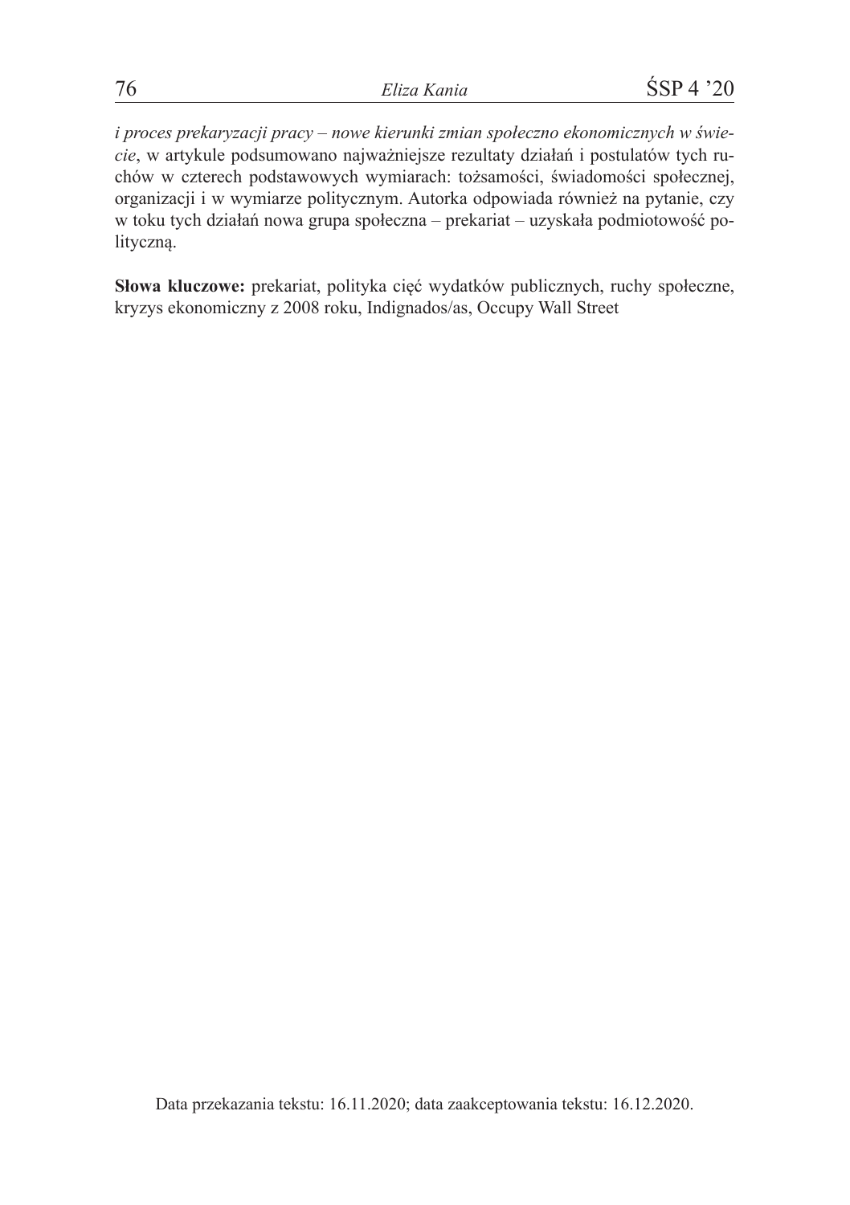*i proces prekaryzacji pracy – nowe kierunki zmian społeczno ekonomicznych w świecie*, w artykule podsumowano najważniejsze rezultaty działań i postulatów tych ruchów w czterech podstawowych wymiarach: tożsamości, świadomości społecznej, organizacji i w wymiarze politycznym. Autorka odpowiada również na pytanie, czy w toku tych działań nowa grupa społeczna – prekariat – uzyskała podmiotowość polityczną.

**Słowa kluczowe:** prekariat, polityka cięć wydatków publicznych, ruchy społeczne, kryzys ekonomiczny z 2008 roku, Indignados/as, Occupy Wall Street

Data przekazania tekstu: 16.11.2020; data zaakceptowania tekstu: 16.12.2020.